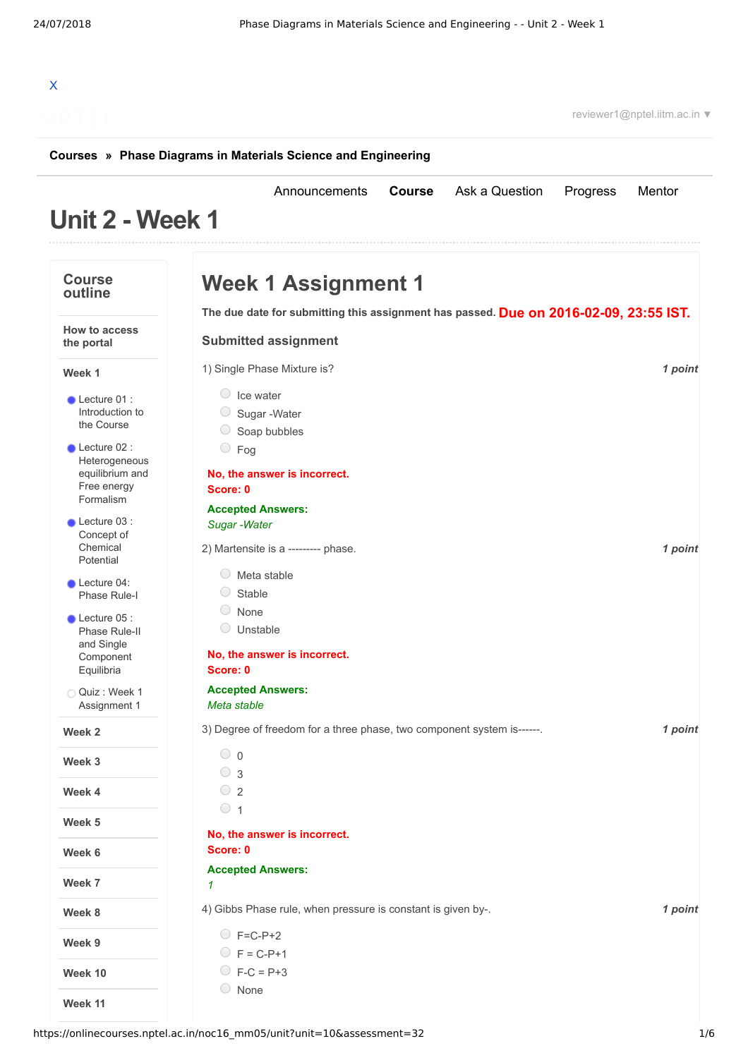X

reviewer1@nptel.iitm.ac.in ▼

**Courses » Phase Diagrams in Materials Science and Engineering**

Announcements **Course** Ask a Question Progress Mentor

# Unit 2 - Week 1

## Course outline

**How to access the portal**

**Week 1**

- Lecture 01 : Introduction to the Course
- Lecture 02 : Heterogeneous equilibrium and Free energy Formalism
- Lecture 03 : Concept of Chemical Potential
- Lecture 04: Phase Rule-I
- Lecture 05 : Phase Rule-II and Single Component Equilibria
- Quiz : Week 1 Assignment 1

**Week 2**

**Week 3**

**Week 4**

**Week 5**

**Week 6**

**Week 7**

**Week 8**

**Week 9**

**Week 10**

**Week 11**

# Week 1 Assignment 1

**The due date for submitting this assignment has passed.** **Due on 2016-02-09, 23:55 IST.**

### Submitted assignment

1) Single Phase Mixture is? *1 point*

- Ice water
- Sugar -Water
- Soap bubbles
- Fog

**No, the answer is incorrect.**
**Score: 0**

**Accepted Answers:**
*Sugar -Water*

2) Martensite is a --------- phase. *1 point*

- Meta stable
- Stable
- None
- Unstable

**No, the answer is incorrect.**
**Score: 0**

**Accepted Answers:**
*Meta stable*

3) Degree of freedom for a three phase, two component system is------. *1 point*

- 0
- 3
- 2
- 1

**No, the answer is incorrect.**
**Score: 0**

**Accepted Answers:**
*1*

4) Gibbs Phase rule, when pressure is constant is given by-. *1 point*

- F=C-P+2
- F = C-P+1
- F-C = P+3
- None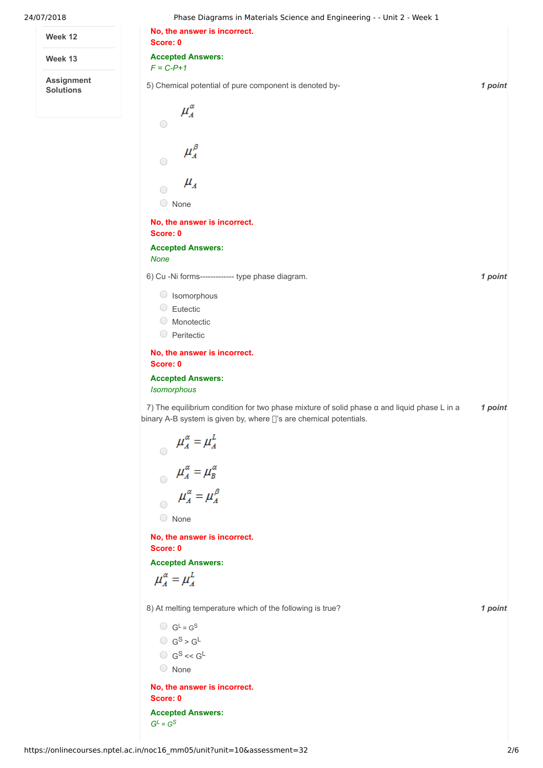- Week 12
- Week 13
- Assignment Solutions

**No, the answer is incorrect.**
**Score: 0**

**Accepted Answers:**
*F = C-P+1*

5) Chemical potential of pure component is denoted by- **1 point**

- $\mu_A^\alpha$
- $\mu_A^\beta$
- $\mu_A$
- None

**No, the answer is incorrect.**
**Score: 0**

**Accepted Answers:**
*None*

6) Cu -Ni forms------------- type phase diagram. **1 point**

- Isomorphous
- Eutectic
- Monotectic
- Peritectic

**No, the answer is incorrect.**
**Score: 0**

**Accepted Answers:**
*Isomorphous*

7) The equilibrium condition for two phase mixture of solid phase α and liquid phase L in a binary A-B system is given by, where 's are chemical potentials. **1 point**

- $\mu_A^\alpha = \mu_A^L$
- $\mu_A^\alpha = \mu_B^\alpha$
- $\mu_A^\alpha = \mu_A^\beta$
- None

**No, the answer is incorrect.**
**Score: 0**

**Accepted Answers:**
$\mu_A^\alpha = \mu_A^L$

8) At melting temperature which of the following is true? **1 point**

- $G^L = G^S$
- $G^S > G^L$
- $G^S << G^L$
- None

**No, the answer is incorrect.**
**Score: 0**

**Accepted Answers:**
*$G^L = G^S$*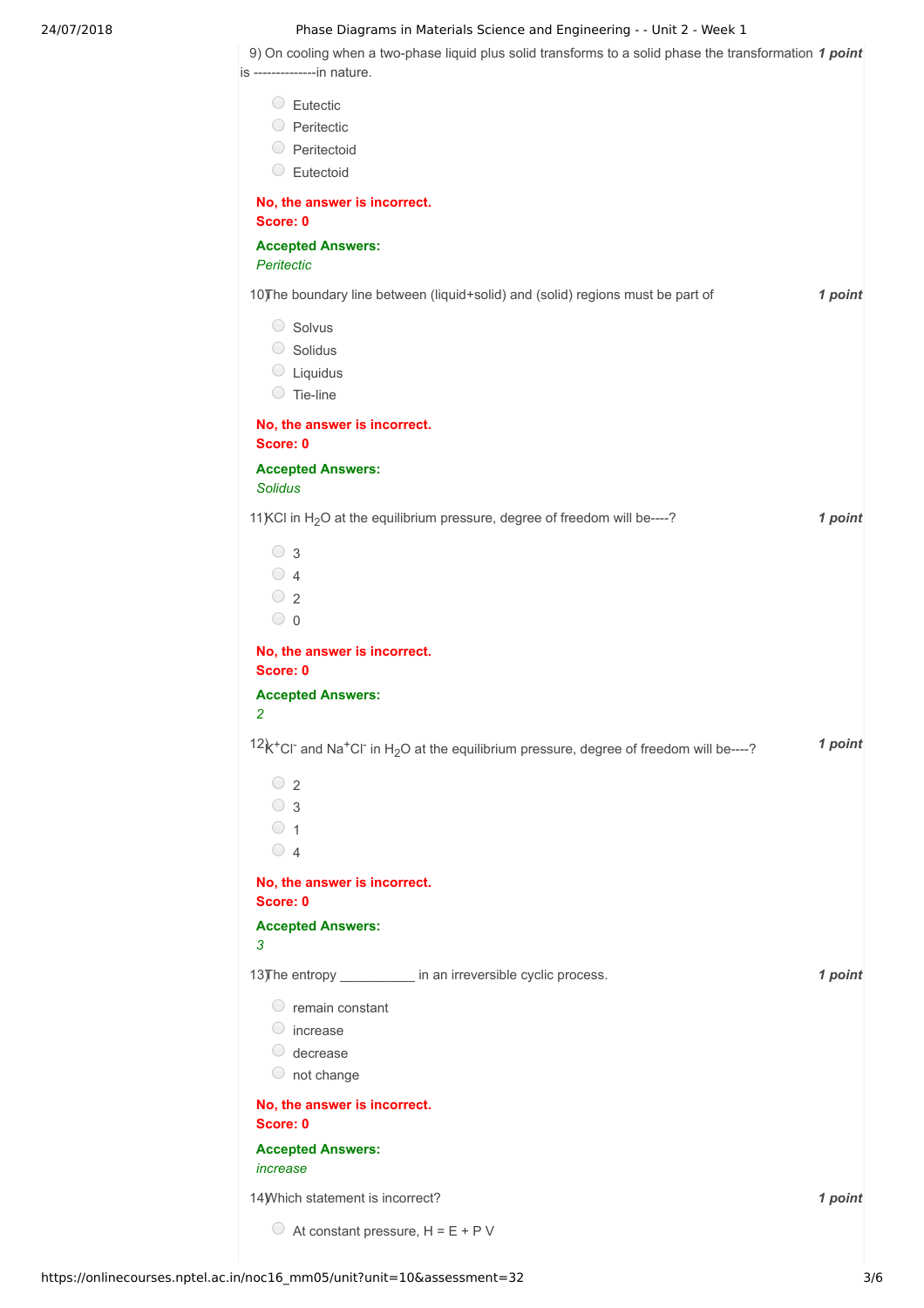9) On cooling when a two-phase liquid plus solid transforms to a solid phase the transformation is --------------in nature. **1 point**

- Eutectic
- Peritectic
- Peritectoid
- Eutectoid

**No, the answer is incorrect.**
**Score: 0**

**Accepted Answers:**
*Peritectic*

10) The boundary line between (liquid+solid) and (solid) regions must be part of **1 point**

- Solvus
- Solidus
- Liquidus
- Tie-line

**No, the answer is incorrect.**
**Score: 0**

**Accepted Answers:**
*Solidus*

11) KCl in $H_2O$ at the equilibrium pressure, degree of freedom will be----? **1 point**

- 3
- 4
- 2
- 0

**No, the answer is incorrect.**
**Score: 0**

**Accepted Answers:**
*2*

12) $K^+Cl^-$ and $Na^+Cl^-$ in $H_2O$ at the equilibrium pressure, degree of freedom will be----? **1 point**

- 2
- 3
- 1
- 4

**No, the answer is incorrect.**
**Score: 0**

**Accepted Answers:**
*3*

13) The entropy __________ in an irreversible cyclic process. **1 point**

- remain constant
- increase
- decrease
- not change

**No, the answer is incorrect.**
**Score: 0**

**Accepted Answers:**
*increase*

14) Which statement is incorrect? **1 point**

- At constant pressure, H = E + P V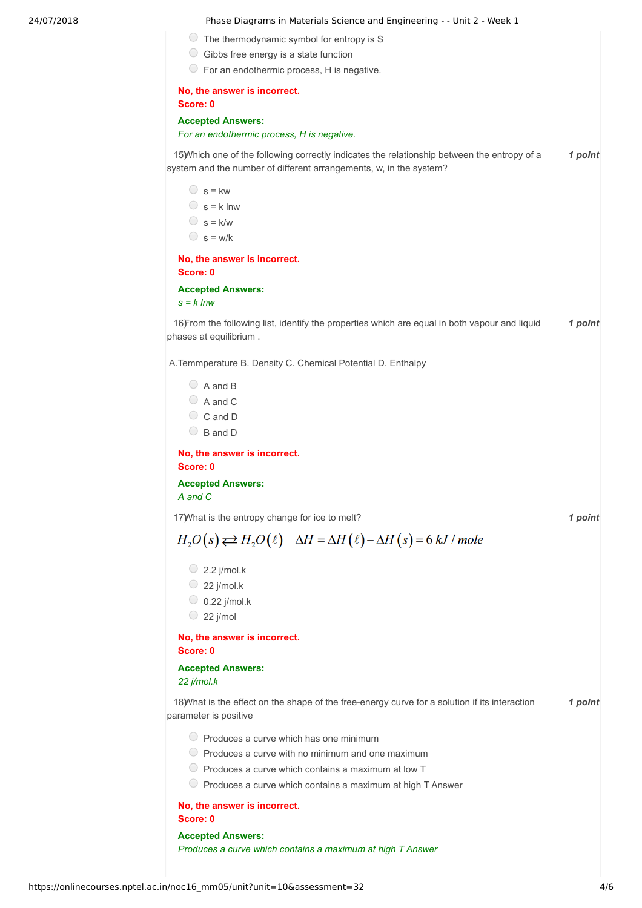- The thermodynamic symbol for entropy is S
- Gibbs free energy is a state function
- For an endothermic process, H is negative.

**No, the answer is incorrect.**
**Score: 0**

**Accepted Answers:**
*For an endothermic process, H is negative.*

15) Which one of the following correctly indicates the relationship between the entropy of a system and the number of different arrangements, w, in the system? ***1 point***

- s = kw
- s = k lnw
- s = k/w
- s = w/k

**No, the answer is incorrect.**
**Score: 0**

**Accepted Answers:**
*s = k lnw*

16) From the following list, identify the properties which are equal in both vapour and liquid phases at equilibrium . ***1 point***

A.Temmperature B. Density C. Chemical Potential D. Enthalpy

- A and B
- A and C
- C and D
- B and D

**No, the answer is incorrect.**
**Score: 0**

**Accepted Answers:**
*A and C*

17) What is the entropy change for ice to melt? ***1 point***

$$H_2O(s) \rightleftarrows H_2O(\ell) \quad \Delta H = \Delta H(\ell) - \Delta H(s) = 6\ kJ/mole$$

- 2.2 j/mol.k
- 22 j/mol.k
- 0.22 j/mol.k
- 22 j/mol

**No, the answer is incorrect.**
**Score: 0**

**Accepted Answers:**
*22 j/mol.k*

18) What is the effect on the shape of the free-energy curve for a solution if its interaction parameter is positive ***1 point***

- Produces a curve which has one minimum
- Produces a curve with no minimum and one maximum
- Produces a curve which contains a maximum at low T
- Produces a curve which contains a maximum at high T Answer

**No, the answer is incorrect.**
**Score: 0**

**Accepted Answers:**
*Produces a curve which contains a maximum at high T Answer*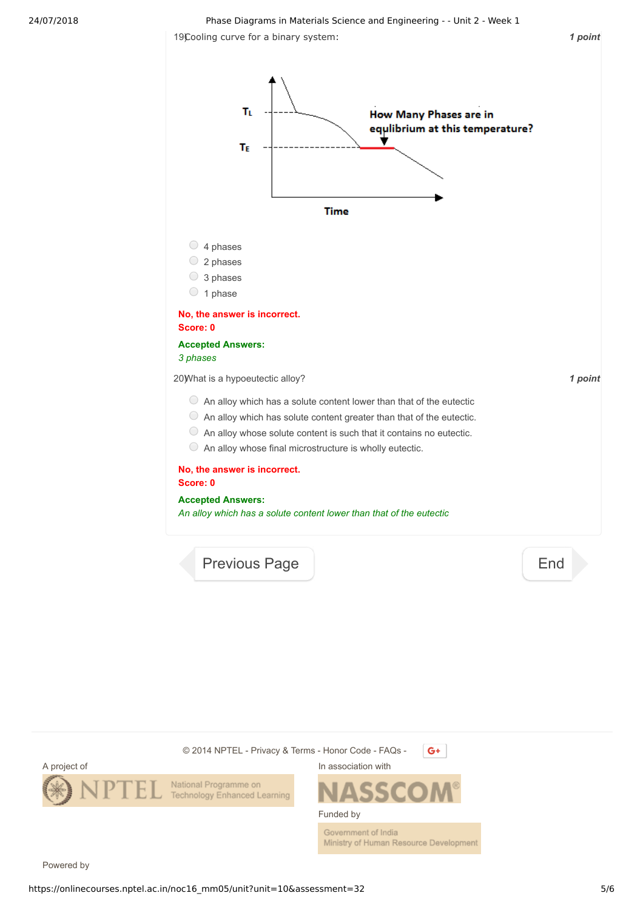19) Cooling curve for a binary system:

*1 point*

$T_L$

$T_E$

How Many Phases are in equlibrium at this temperature?

Time

- 4 phases
- 2 phases
- 3 phases
- 1 phase

**No, the answer is incorrect.**
**Score: 0**

**Accepted Answers:**
*3 phases*

20) What is a hypoeutectic alloy?

*1 point*

- An alloy which has a solute content lower than that of the eutectic
- An alloy which has solute content greater than that of the eutectic.
- An alloy whose solute content is such that it contains no eutectic.
- An alloy whose final microstructure is wholly eutectic.

**No, the answer is incorrect.**
**Score: 0**

**Accepted Answers:**
*An alloy which has a solute content lower than that of the eutectic*

Previous Page

End

© 2014 NPTEL - Privacy & Terms - Honor Code - FAQs -

A project of

NPTEL National Programme on Technology Enhanced Learning

In association with

NASSCOM

Funded by

Government of India Ministry of Human Resource Development

Powered by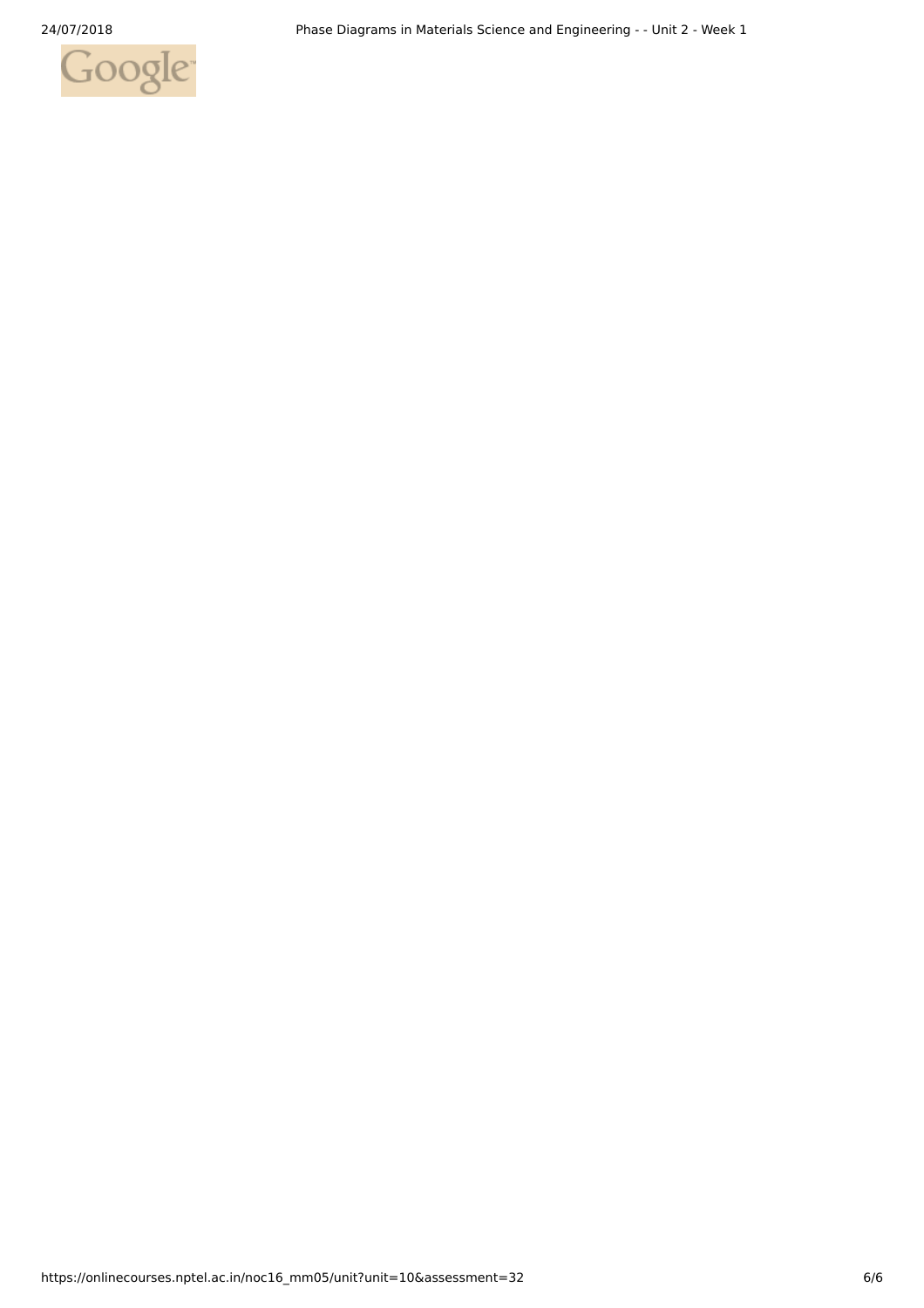Google